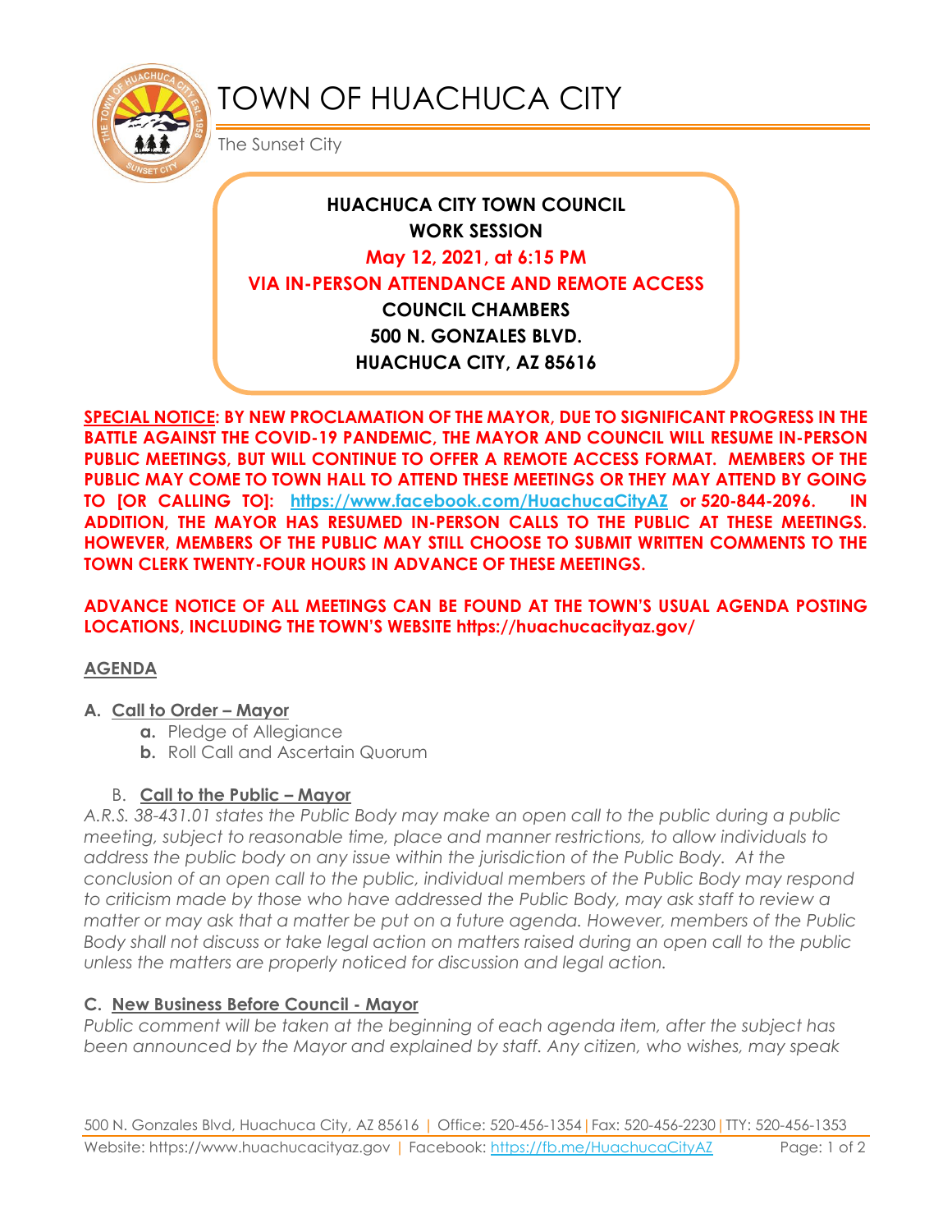# TOWN OF HUACHUCA CITY

The Sunset City

**HUACHUCA CITY TOWN COUNCIL**
**WORK SESSION**
**May 12, 2021, at 6:15 PM**
**VIA IN-PERSON ATTENDANCE AND REMOTE ACCESS**
**COUNCIL CHAMBERS**
**500 N. GONZALES BLVD.**
**HUACHUCA CITY, AZ 85616**

**SPECIAL NOTICE: BY NEW PROCLAMATION OF THE MAYOR, DUE TO SIGNIFICANT PROGRESS IN THE BATTLE AGAINST THE COVID-19 PANDEMIC, THE MAYOR AND COUNCIL WILL RESUME IN-PERSON PUBLIC MEETINGS, BUT WILL CONTINUE TO OFFER A REMOTE ACCESS FORMAT. MEMBERS OF THE PUBLIC MAY COME TO TOWN HALL TO ATTEND THESE MEETINGS OR THEY MAY ATTEND BY GOING TO [OR CALLING TO]: https://www.facebook.com/HuachucaCityAZ or 520-844-2096. IN ADDITION, THE MAYOR HAS RESUMED IN-PERSON CALLS TO THE PUBLIC AT THESE MEETINGS. HOWEVER, MEMBERS OF THE PUBLIC MAY STILL CHOOSE TO SUBMIT WRITTEN COMMENTS TO THE TOWN CLERK TWENTY-FOUR HOURS IN ADVANCE OF THESE MEETINGS.**

**ADVANCE NOTICE OF ALL MEETINGS CAN BE FOUND AT THE TOWN'S USUAL AGENDA POSTING LOCATIONS, INCLUDING THE TOWN'S WEBSITE https://huachucacityaz.gov/**

## AGENDA

### A. Call to Order – Mayor

- **a.** Pledge of Allegiance
- **b.** Roll Call and Ascertain Quorum

### B. Call to the Public – Mayor

*A.R.S. 38-431.01 states the Public Body may make an open call to the public during a public meeting, subject to reasonable time, place and manner restrictions, to allow individuals to address the public body on any issue within the jurisdiction of the Public Body. At the conclusion of an open call to the public, individual members of the Public Body may respond to criticism made by those who have addressed the Public Body, may ask staff to review a matter or may ask that a matter be put on a future agenda. However, members of the Public Body shall not discuss or take legal action on matters raised during an open call to the public unless the matters are properly noticed for discussion and legal action.*

### C. New Business Before Council - Mayor

*Public comment will be taken at the beginning of each agenda item, after the subject has been announced by the Mayor and explained by staff. Any citizen, who wishes, may speak*

500 N. Gonzales Blvd, Huachuca City, AZ 85616 | Office: 520-456-1354 | Fax: 520-456-2230 | TTY: 520-456-1353
Website: https://www.huachucacityaz.gov | Facebook: https://fb.me/HuachucaCityAZ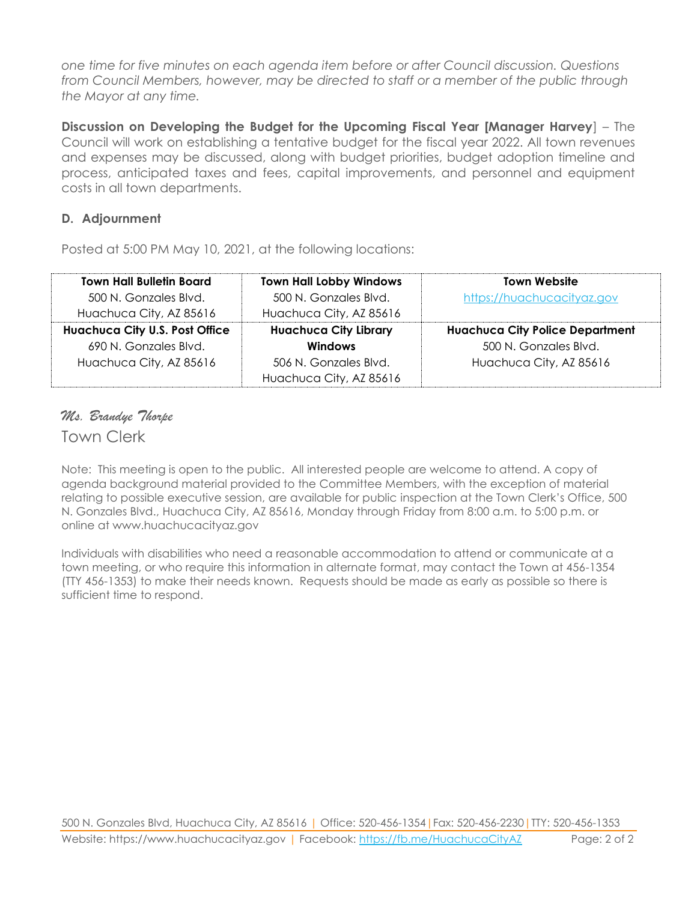*one time for five minutes on each agenda item before or after Council discussion. Questions from Council Members, however, may be directed to staff or a member of the public through the Mayor at any time.*

**Discussion on Developing the Budget for the Upcoming Fiscal Year [Manager Harvey**] – The Council will work on establishing a tentative budget for the fiscal year 2022. All town revenues and expenses may be discussed, along with budget priorities, budget adoption timeline and process, anticipated taxes and fees, capital improvements, and personnel and equipment costs in all town departments.

### D. Adjournment

Posted at 5:00 PM May 10, 2021, at the following locations:

| | | |
|---|---|---|
| **Town Hall Bulletin Board**<br>500 N. Gonzales Blvd.<br>Huachuca City, AZ 85616 | **Town Hall Lobby Windows**<br>500 N. Gonzales Blvd.<br>Huachuca City, AZ 85616 | **Town Website**<br>https://huachucacityaz.gov |
| **Huachuca City U.S. Post Office**<br>690 N. Gonzales Blvd.<br>Huachuca City, AZ 85616 | **Huachuca City Library Windows**<br>506 N. Gonzales Blvd.<br>Huachuca City, AZ 85616 | **Huachuca City Police Department**<br>500 N. Gonzales Blvd.<br>Huachuca City, AZ 85616 |

*Ms. Brandye Thorpe*
Town Clerk

Note: This meeting is open to the public. All interested people are welcome to attend. A copy of agenda background material provided to the Committee Members, with the exception of material relating to possible executive session, are available for public inspection at the Town Clerk's Office, 500 N. Gonzales Blvd., Huachuca City, AZ 85616, Monday through Friday from 8:00 a.m. to 5:00 p.m. or online at www.huachucacityaz.gov

Individuals with disabilities who need a reasonable accommodation to attend or communicate at a town meeting, or who require this information in alternate format, may contact the Town at 456-1354 (TTY 456-1353) to make their needs known. Requests should be made as early as possible so there is sufficient time to respond.